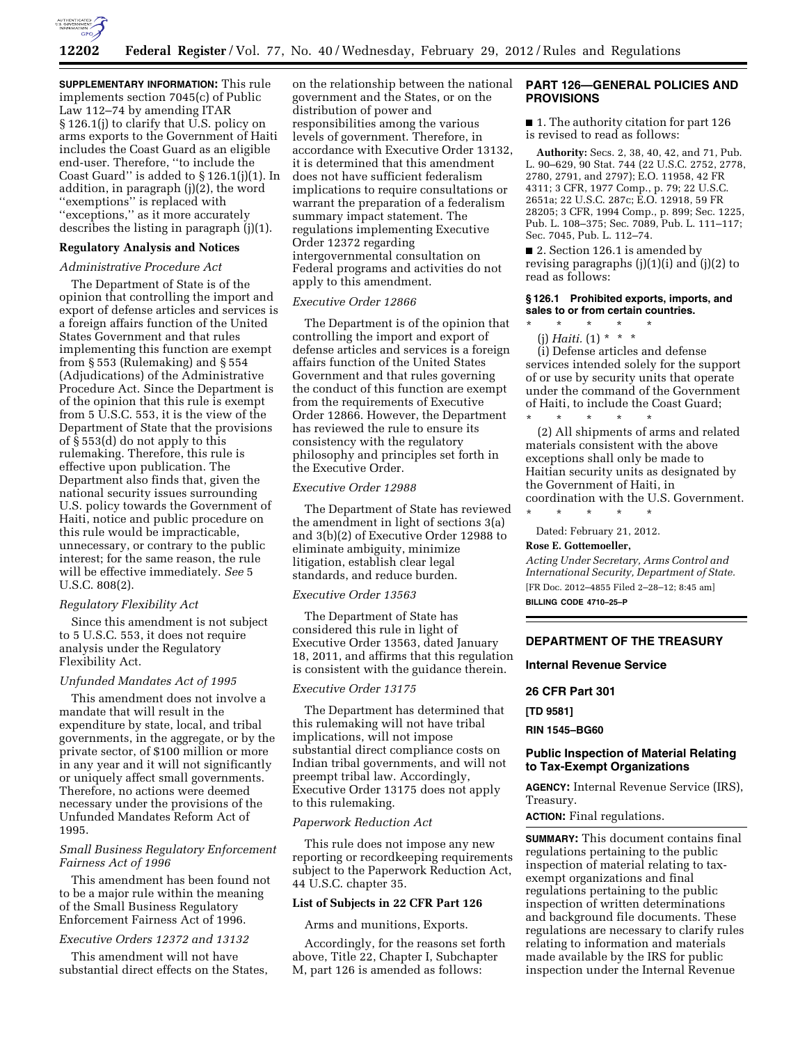**SUPPLEMENTARY INFORMATION:** This rule implements section 7045(c) of Public Law 112–74 by amending ITAR § 126.1(j) to clarify that U.S. policy on arms exports to the Government of Haiti includes the Coast Guard as an eligible end-user. Therefore, ''to include the Coast Guard'' is added to § 126.1(j)(1). In addition, in paragraph (j)(2), the word ''exemptions'' is replaced with ''exceptions,'' as it more accurately describes the listing in paragraph (j)(1).

## Regulatory Analysis and Notices

### *Administrative Procedure Act*

The Department of State is of the opinion that controlling the import and export of defense articles and services is a foreign affairs function of the United States Government and that rules implementing this function are exempt from § 553 (Rulemaking) and § 554 (Adjudications) of the Administrative Procedure Act. Since the Department is of the opinion that this rule is exempt from 5 U.S.C. 553, it is the view of the Department of State that the provisions of § 553(d) do not apply to this rulemaking. Therefore, this rule is effective upon publication. The Department also finds that, given the national security issues surrounding U.S. policy towards the Government of Haiti, notice and public procedure on this rule would be impracticable, unnecessary, or contrary to the public interest; for the same reason, the rule will be effective immediately. *See* 5 U.S.C. 808(2).

### *Regulatory Flexibility Act*

Since this amendment is not subject to 5 U.S.C. 553, it does not require analysis under the Regulatory Flexibility Act.

### *Unfunded Mandates Act of 1995*

This amendment does not involve a mandate that will result in the expenditure by state, local, and tribal governments, in the aggregate, or by the private sector, of $100 million or more in any year and it will not significantly or uniquely affect small governments. Therefore, no actions were deemed necessary under the provisions of the Unfunded Mandates Reform Act of 1995.

### *Small Business Regulatory Enforcement Fairness Act of 1996*

This amendment has been found not to be a major rule within the meaning of the Small Business Regulatory Enforcement Fairness Act of 1996.

### *Executive Orders 12372 and 13132*

This amendment will not have substantial direct effects on the States, on the relationship between the national government and the States, or on the distribution of power and responsibilities among the various levels of government. Therefore, in accordance with Executive Order 13132, it is determined that this amendment does not have sufficient federalism implications to require consultations or warrant the preparation of a federalism summary impact statement. The regulations implementing Executive Order 12372 regarding intergovernmental consultation on Federal programs and activities do not apply to this amendment.

### *Executive Order 12866*

The Department is of the opinion that controlling the import and export of defense articles and services is a foreign affairs function of the United States Government and that rules governing the conduct of this function are exempt from the requirements of Executive Order 12866. However, the Department has reviewed the rule to ensure its consistency with the regulatory philosophy and principles set forth in the Executive Order.

### *Executive Order 12988*

The Department of State has reviewed the amendment in light of sections 3(a) and 3(b)(2) of Executive Order 12988 to eliminate ambiguity, minimize litigation, establish clear legal standards, and reduce burden.

### *Executive Order 13563*

The Department of State has considered this rule in light of Executive Order 13563, dated January 18, 2011, and affirms that this regulation is consistent with the guidance therein.

### *Executive Order 13175*

The Department has determined that this rulemaking will not have tribal implications, will not impose substantial direct compliance costs on Indian tribal governments, and will not preempt tribal law. Accordingly, Executive Order 13175 does not apply to this rulemaking.

### *Paperwork Reduction Act*

This rule does not impose any new reporting or recordkeeping requirements subject to the Paperwork Reduction Act, 44 U.S.C. chapter 35.

## List of Subjects in 22 CFR Part 126

Arms and munitions, Exports.

Accordingly, for the reasons set forth above, Title 22, Chapter I, Subchapter M, part 126 is amended as follows:

## PART 126—GENERAL POLICIES AND PROVISIONS

■ 1. The authority citation for part 126 is revised to read as follows:

**Authority:** Secs. 2, 38, 40, 42, and 71, Pub. L. 90–629, 90 Stat. 744 (22 U.S.C. 2752, 2778, 2780, 2791, and 2797); E.O. 11958, 42 FR 4311; 3 CFR, 1977 Comp., p. 79; 22 U.S.C. 2651a; 22 U.S.C. 287c; E.O. 12918, 59 FR 28205; 3 CFR, 1994 Comp., p. 899; Sec. 1225, Pub. L. 108–375; Sec. 7089, Pub. L. 111–117; Sec. 7045, Pub. L. 112–74.

■ 2. Section 126.1 is amended by revising paragraphs (j)(1)(i) and (j)(2) to read as follows:

### § 126.1 Prohibited exports, imports, and sales to or from certain countries.

\* \* \* \* \*

(j) *Haiti.* (1) \* \* \*

(i) Defense articles and defense services intended solely for the support of or use by security units that operate under the command of the Government of Haiti, to include the Coast Guard;

\* \* \* \* \*

(2) All shipments of arms and related materials consistent with the above exceptions shall only be made to Haitian security units as designated by the Government of Haiti, in coordination with the U.S. Government.

\* \* \* \* \*

Dated: February 21, 2012.

**Rose E. Gottemoeller,**

*Acting Under Secretary, Arms Control and International Security, Department of State.*

[FR Doc. 2012–4855 Filed 2–28–12; 8:45 am]

**BILLING CODE 4710–25–P**

---

## DEPARTMENT OF THE TREASURY

### Internal Revenue Service

### 26 CFR Part 301

**[TD 9581]**

**RIN 1545–BG60**

### Public Inspection of Material Relating to Tax-Exempt Organizations

**AGENCY:** Internal Revenue Service (IRS), Treasury.

**ACTION:** Final regulations.

**SUMMARY:** This document contains final regulations pertaining to the public inspection of material relating to tax-exempt organizations and final regulations pertaining to the public inspection of written determinations and background file documents. These regulations are necessary to clarify rules relating to information and materials made available by the IRS for public inspection under the Internal Revenue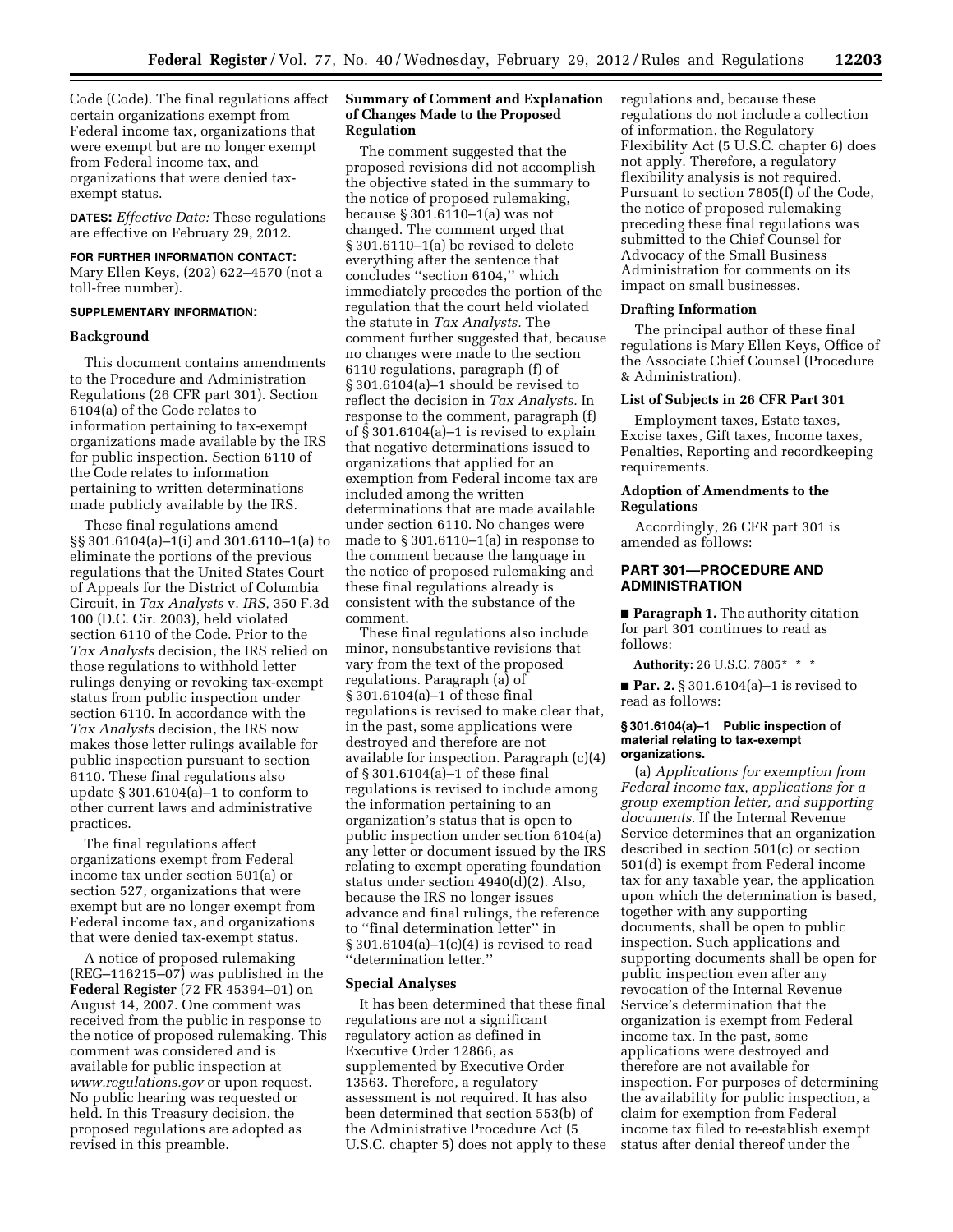Code (Code). The final regulations affect certain organizations exempt from Federal income tax, organizations that were exempt but are no longer exempt from Federal income tax, and organizations that were denied tax-exempt status.

**DATES:** *Effective Date:* These regulations are effective on February 29, 2012.

**FOR FURTHER INFORMATION CONTACT:** Mary Ellen Keys, (202) 622–4570 (not a toll-free number).

**SUPPLEMENTARY INFORMATION:**

## Background

This document contains amendments to the Procedure and Administration Regulations (26 CFR part 301). Section 6104(a) of the Code relates to information pertaining to tax-exempt organizations made available by the IRS for public inspection. Section 6110 of the Code relates to information pertaining to written determinations made publicly available by the IRS.

These final regulations amend §§ 301.6104(a)–1(i) and 301.6110–1(a) to eliminate the portions of the previous regulations that the United States Court of Appeals for the District of Columbia Circuit, in *Tax Analysts* v. *IRS,* 350 F.3d 100 (D.C. Cir. 2003), held violated section 6110 of the Code. Prior to the *Tax Analysts* decision, the IRS relied on those regulations to withhold letter rulings denying or revoking tax-exempt status from public inspection under section 6110. In accordance with the *Tax Analysts* decision, the IRS now makes those letter rulings available for public inspection pursuant to section 6110. These final regulations also update § 301.6104(a)–1 to conform to other current laws and administrative practices.

The final regulations affect organizations exempt from Federal income tax under section 501(a) or section 527, organizations that were exempt but are no longer exempt from Federal income tax, and organizations that were denied tax-exempt status.

A notice of proposed rulemaking (REG–116215–07) was published in the **Federal Register** (72 FR 45394–01) on August 14, 2007. One comment was received from the public in response to the notice of proposed rulemaking. This comment was considered and is available for public inspection at *www.regulations.gov* or upon request. No public hearing was requested or held. In this Treasury decision, the proposed regulations are adopted as revised in this preamble.

## Summary of Comment and Explanation of Changes Made to the Proposed Regulation

The comment suggested that the proposed revisions did not accomplish the objective stated in the summary to the notice of proposed rulemaking, because § 301.6110–1(a) was not changed. The comment urged that § 301.6110–1(a) be revised to delete everything after the sentence that concludes "section 6104," which immediately precedes the portion of the regulation that the court held violated the statute in *Tax Analysts.* The comment further suggested that, because no changes were made to the section 6110 regulations, paragraph (f) of § 301.6104(a)–1 should be revised to reflect the decision in *Tax Analysts.* In response to the comment, paragraph (f) of § 301.6104(a)–1 is revised to explain that negative determinations issued to organizations that applied for an exemption from Federal income tax are included among the written determinations that are made available under section 6110. No changes were made to § 301.6110–1(a) in response to the comment because the language in the notice of proposed rulemaking and these final regulations already is consistent with the substance of the comment.

These final regulations also include minor, nonsubstantive revisions that vary from the text of the proposed regulations. Paragraph (a) of § 301.6104(a)–1 of these final regulations is revised to make clear that, in the past, some applications were destroyed and therefore are not available for inspection. Paragraph (c)(4) of § 301.6104(a)–1 of these final regulations is revised to include among the information pertaining to an organization's status that is open to public inspection under section 6104(a) any letter or document issued by the IRS relating to exempt operating foundation status under section 4940(d)(2). Also, because the IRS no longer issues advance and final rulings, the reference to "final determination letter" in § 301.6104(a)–1(c)(4) is revised to read "determination letter."

## Special Analyses

It has been determined that these final regulations are not a significant regulatory action as defined in Executive Order 12866, as supplemented by Executive Order 13563. Therefore, a regulatory assessment is not required. It has also been determined that section 553(b) of the Administrative Procedure Act (5 U.S.C. chapter 5) does not apply to these regulations and, because these regulations do not include a collection of information, the Regulatory Flexibility Act (5 U.S.C. chapter 6) does not apply. Therefore, a regulatory flexibility analysis is not required. Pursuant to section 7805(f) of the Code, the notice of proposed rulemaking preceding these final regulations was submitted to the Chief Counsel for Advocacy of the Small Business Administration for comments on its impact on small businesses.

## Drafting Information

The principal author of these final regulations is Mary Ellen Keys, Office of the Associate Chief Counsel (Procedure & Administration).

## List of Subjects in 26 CFR Part 301

Employment taxes, Estate taxes, Excise taxes, Gift taxes, Income taxes, Penalties, Reporting and recordkeeping requirements.

## Adoption of Amendments to the Regulations

Accordingly, 26 CFR part 301 is amended as follows:

## PART 301—PROCEDURE AND ADMINISTRATION

■ **Paragraph 1.** The authority citation for part 301 continues to read as follows:

**Authority:** 26 U.S.C. 7805 * * *

■ **Par. 2.** § 301.6104(a)–1 is revised to read as follows:

### § 301.6104(a)–1 Public inspection of material relating to tax-exempt organizations.

(a) *Applications for exemption from Federal income tax, applications for a group exemption letter, and supporting documents.* If the Internal Revenue Service determines that an organization described in section 501(c) or section 501(d) is exempt from Federal income tax for any taxable year, the application upon which the determination is based, together with any supporting documents, shall be open to public inspection. Such applications and supporting documents shall be open for public inspection even after any revocation of the Internal Revenue Service's determination that the organization is exempt from Federal income tax. In the past, some applications were destroyed and therefore are not available for inspection. For purposes of determining the availability for public inspection, a claim for exemption from Federal income tax filed to re-establish exempt status after denial thereof under the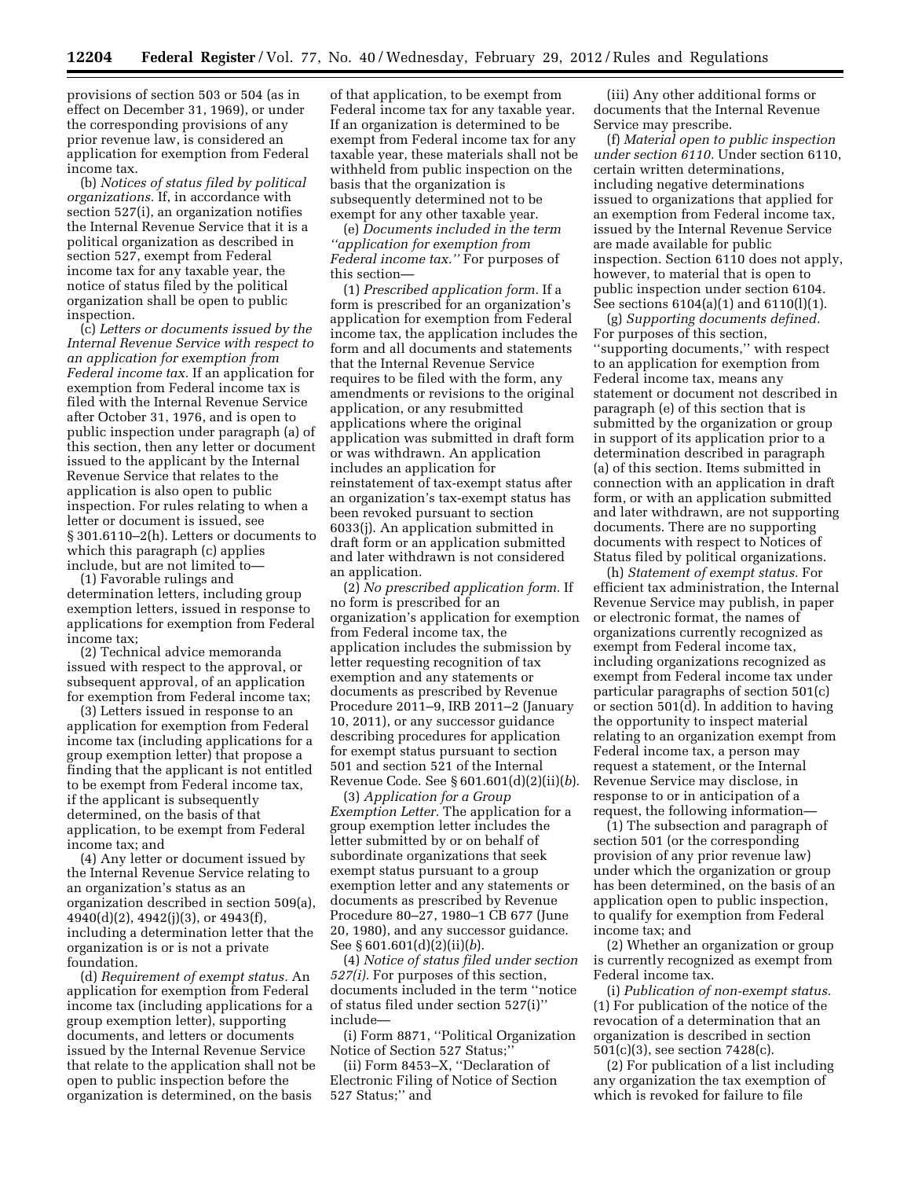provisions of section 503 or 504 (as in effect on December 31, 1969), or under the corresponding provisions of any prior revenue law, is considered an application for exemption from Federal income tax.

(b) *Notices of status filed by political organizations.* If, in accordance with section 527(i), an organization notifies the Internal Revenue Service that it is a political organization as described in section 527, exempt from Federal income tax for any taxable year, the notice of status filed by the political organization shall be open to public inspection.

(c) *Letters or documents issued by the Internal Revenue Service with respect to an application for exemption from Federal income tax.* If an application for exemption from Federal income tax is filed with the Internal Revenue Service after October 31, 1976, and is open to public inspection under paragraph (a) of this section, then any letter or document issued to the applicant by the Internal Revenue Service that relates to the application is also open to public inspection. For rules relating to when a letter or document is issued, see § 301.6110–2(h). Letters or documents to which this paragraph (c) applies include, but are not limited to—

(1) Favorable rulings and determination letters, including group exemption letters, issued in response to applications for exemption from Federal income tax;

(2) Technical advice memoranda issued with respect to the approval, or subsequent approval, of an application for exemption from Federal income tax;

(3) Letters issued in response to an application for exemption from Federal income tax (including applications for a group exemption letter) that propose a finding that the applicant is not entitled to be exempt from Federal income tax, if the applicant is subsequently determined, on the basis of that application, to be exempt from Federal income tax; and

(4) Any letter or document issued by the Internal Revenue Service relating to an organization's status as an organization described in section 509(a), 4940(d)(2), 4942(j)(3), or 4943(f), including a determination letter that the organization is or is not a private foundation.

(d) *Requirement of exempt status.* An application for exemption from Federal income tax (including applications for a group exemption letter), supporting documents, and letters or documents issued by the Internal Revenue Service that relate to the application shall not be open to public inspection before the organization is determined, on the basis of that application, to be exempt from Federal income tax for any taxable year. If an organization is determined to be exempt from Federal income tax for any taxable year, these materials shall not be withheld from public inspection on the basis that the organization is subsequently determined not to be exempt for any other taxable year.

(e) *Documents included in the term "application for exemption from Federal income tax."* For purposes of this section—

(1) *Prescribed application form.* If a form is prescribed for an organization's application for exemption from Federal income tax, the application includes the form and all documents and statements that the Internal Revenue Service requires to be filed with the form, any amendments or revisions to the original application, or any resubmitted applications where the original application was submitted in draft form or was withdrawn. An application includes an application for reinstatement of tax-exempt status after an organization's tax-exempt status has been revoked pursuant to section 6033(j). An application submitted in draft form or an application submitted and later withdrawn is not considered an application.

(2) *No prescribed application form.* If no form is prescribed for an organization's application for exemption from Federal income tax, the application includes the submission by letter requesting recognition of tax exemption and any statements or documents as prescribed by Revenue Procedure 2011–9, IRB 2011–2 (January 10, 2011), or any successor guidance describing procedures for application for exempt status pursuant to section 501 and section 521 of the Internal Revenue Code. See § 601.601(d)(2)(ii)(*b*).

(3) *Application for a Group Exemption Letter.* The application for a group exemption letter includes the letter submitted by or on behalf of subordinate organizations that seek exempt status pursuant to a group exemption letter and any statements or documents as prescribed by Revenue Procedure 80–27, 1980–1 CB 677 (June 20, 1980), and any successor guidance. See § 601.601(d)(2)(ii)(*b*).

(4) *Notice of status filed under section 527(i).* For purposes of this section, documents included in the term "notice of status filed under section 527(i)" include—

(i) Form 8871, "Political Organization Notice of Section 527 Status;"

(ii) Form 8453–X, "Declaration of Electronic Filing of Notice of Section 527 Status;" and

(iii) Any other additional forms or documents that the Internal Revenue Service may prescribe.

(f) *Material open to public inspection under section 6110.* Under section 6110, certain written determinations, including negative determinations issued to organizations that applied for an exemption from Federal income tax, issued by the Internal Revenue Service are made available for public inspection. Section 6110 does not apply, however, to material that is open to public inspection under section 6104. See sections 6104(a)(1) and 6110(l)(1).

(g) *Supporting documents defined.* For purposes of this section, "supporting documents," with respect to an application for exemption from Federal income tax, means any statement or document not described in paragraph (e) of this section that is submitted by the organization or group in support of its application prior to a determination described in paragraph (a) of this section. Items submitted in connection with an application in draft form, or with an application submitted and later withdrawn, are not supporting documents. There are no supporting documents with respect to Notices of Status filed by political organizations.

(h) *Statement of exempt status.* For efficient tax administration, the Internal Revenue Service may publish, in paper or electronic format, the names of organizations currently recognized as exempt from Federal income tax, including organizations recognized as exempt from Federal income tax under particular paragraphs of section 501(c) or section 501(d). In addition to having the opportunity to inspect material relating to an organization exempt from Federal income tax, a person may request a statement, or the Internal Revenue Service may disclose, in response to or in anticipation of a request, the following information—

(1) The subsection and paragraph of section 501 (or the corresponding provision of any prior revenue law) under which the organization or group has been determined, on the basis of an application open to public inspection, to qualify for exemption from Federal income tax; and

(2) Whether an organization or group is currently recognized as exempt from Federal income tax.

(i) *Publication of non-exempt status.* (1) For publication of the notice of the revocation of a determination that an organization is described in section 501(c)(3), see section 7428(c).

(2) For publication of a list including any organization the tax exemption of which is revoked for failure to file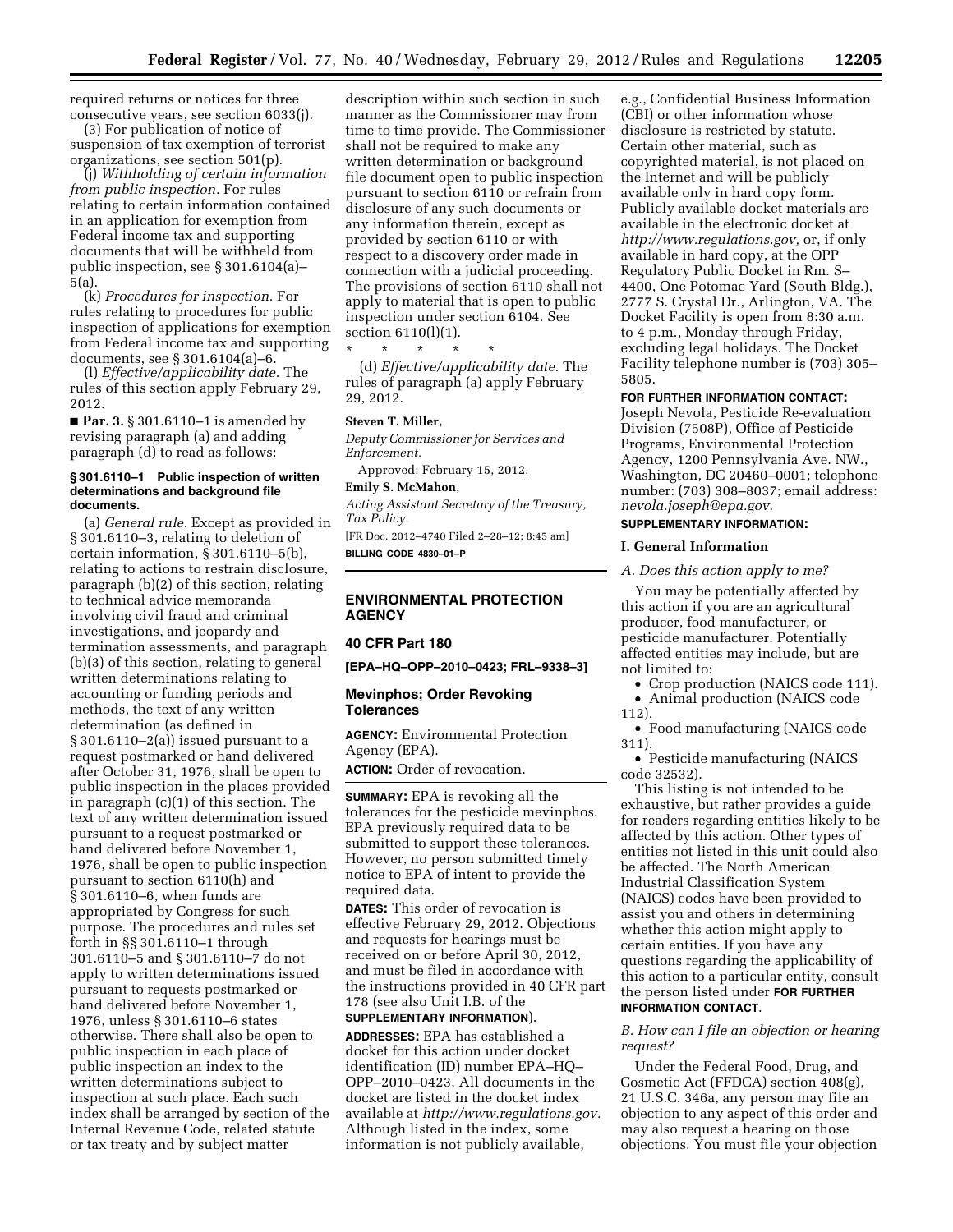required returns or notices for three consecutive years, see section 6033(j).

(3) For publication of notice of suspension of tax exemption of terrorist organizations, see section 501(p).

(j) *Withholding of certain information from public inspection.* For rules relating to certain information contained in an application for exemption from Federal income tax and supporting documents that will be withheld from public inspection, see § 301.6104(a)–5(a).

(k) *Procedures for inspection.* For rules relating to procedures for public inspection of applications for exemption from Federal income tax and supporting documents, see § 301.6104(a)–6.

(l) *Effective/applicability date.* The rules of this section apply February 29, 2012.

■ **Par. 3.** § 301.6110–1 is amended by revising paragraph (a) and adding paragraph (d) to read as follows:

#### § 301.6110–1 Public inspection of written determinations and background file documents.

(a) *General rule.* Except as provided in § 301.6110–3, relating to deletion of certain information, § 301.6110–5(b), relating to actions to restrain disclosure, paragraph (b)(2) of this section, relating to technical advice memoranda involving civil fraud and criminal investigations, and jeopardy and termination assessments, and paragraph (b)(3) of this section, relating to general written determinations relating to accounting or funding periods and methods, the text of any written determination (as defined in § 301.6110–2(a)) issued pursuant to a request postmarked or hand delivered after October 31, 1976, shall be open to public inspection in the places provided in paragraph (c)(1) of this section. The text of any written determination issued pursuant to a request postmarked or hand delivered before November 1, 1976, shall be open to public inspection pursuant to section 6110(h) and § 301.6110–6, when funds are appropriated by Congress for such purpose. The procedures and rules set forth in §§ 301.6110–1 through 301.6110–5 and § 301.6110–7 do not apply to written determinations issued pursuant to requests postmarked or hand delivered before November 1, 1976, unless § 301.6110–6 states otherwise. There shall also be open to public inspection in each place of public inspection an index to the written determinations subject to inspection at such place. Each such index shall be arranged by section of the Internal Revenue Code, related statute or tax treaty and by subject matter description within such section in such manner as the Commissioner may from time to time provide. The Commissioner shall not be required to make any written determination or background file document open to public inspection pursuant to section 6110 or refrain from disclosure of any such documents or any information therein, except as provided by section 6110 or with respect to a discovery order made in connection with a judicial proceeding. The provisions of section 6110 shall not apply to material that is open to public inspection under section 6104. See section 6110(l)(1).

\* \* \* \* \*

(d) *Effective/applicability date.* The rules of paragraph (a) apply February 29, 2012.

**Steven T. Miller,**

*Deputy Commissioner for Services and Enforcement.*

Approved: February 15, 2012.

**Emily S. McMahon,**

*Acting Assistant Secretary of the Treasury, Tax Policy.*

[FR Doc. 2012–4740 Filed 2–28–12; 8:45 am]

**BILLING CODE 4830–01–P**

---

## ENVIRONMENTAL PROTECTION AGENCY

### 40 CFR Part 180

**[EPA–HQ–OPP–2010–0423; FRL–9338–3]**

### Mevinphos; Order Revoking Tolerances

**AGENCY:** Environmental Protection Agency (EPA).

**ACTION:** Order of revocation.

**SUMMARY:** EPA is revoking all the tolerances for the pesticide mevinphos. EPA previously required data to be submitted to support these tolerances. However, no person submitted timely notice to EPA of intent to provide the required data.

**DATES:** This order of revocation is effective February 29, 2012. Objections and requests for hearings must be received on or before April 30, 2012, and must be filed in accordance with the instructions provided in 40 CFR part 178 (see also Unit I.B. of the **SUPPLEMENTARY INFORMATION**).

**ADDRESSES:** EPA has established a docket for this action under docket identification (ID) number EPA–HQ–OPP–2010–0423. All documents in the docket are listed in the docket index available at *http://www.regulations.gov.* Although listed in the index, some information is not publicly available, e.g., Confidential Business Information (CBI) or other information whose disclosure is restricted by statute. Certain other material, such as copyrighted material, is not placed on the Internet and will be publicly available only in hard copy form. Publicly available docket materials are available in the electronic docket at *http://www.regulations.gov,* or, if only available in hard copy, at the OPP Regulatory Public Docket in Rm. S–4400, One Potomac Yard (South Bldg.), 2777 S. Crystal Dr., Arlington, VA. The Docket Facility is open from 8:30 a.m. to 4 p.m., Monday through Friday, excluding legal holidays. The Docket Facility telephone number is (703) 305–5805.

**FOR FURTHER INFORMATION CONTACT:** Joseph Nevola, Pesticide Re-evaluation Division (7508P), Office of Pesticide Programs, Environmental Protection Agency, 1200 Pennsylvania Ave. NW., Washington, DC 20460–0001; telephone number: (703) 308–8037; email address: *nevola.joseph@epa.gov.*

**SUPPLEMENTARY INFORMATION:**

### I. General Information

#### A. Does this action apply to me?

You may be potentially affected by this action if you are an agricultural producer, food manufacturer, or pesticide manufacturer. Potentially affected entities may include, but are not limited to:

- Crop production (NAICS code 111).
- Animal production (NAICS code 112).
- Food manufacturing (NAICS code 311).
- Pesticide manufacturing (NAICS code 32532).

This listing is not intended to be exhaustive, but rather provides a guide for readers regarding entities likely to be affected by this action. Other types of entities not listed in this unit could also be affected. The North American Industrial Classification System (NAICS) codes have been provided to assist you and others in determining whether this action might apply to certain entities. If you have any questions regarding the applicability of this action to a particular entity, consult the person listed under **FOR FURTHER INFORMATION CONTACT**.

#### B. How can I file an objection or hearing request?

Under the Federal Food, Drug, and Cosmetic Act (FFDCA) section 408(g), 21 U.S.C. 346a, any person may file an objection to any aspect of this order and may also request a hearing on those objections. You must file your objection